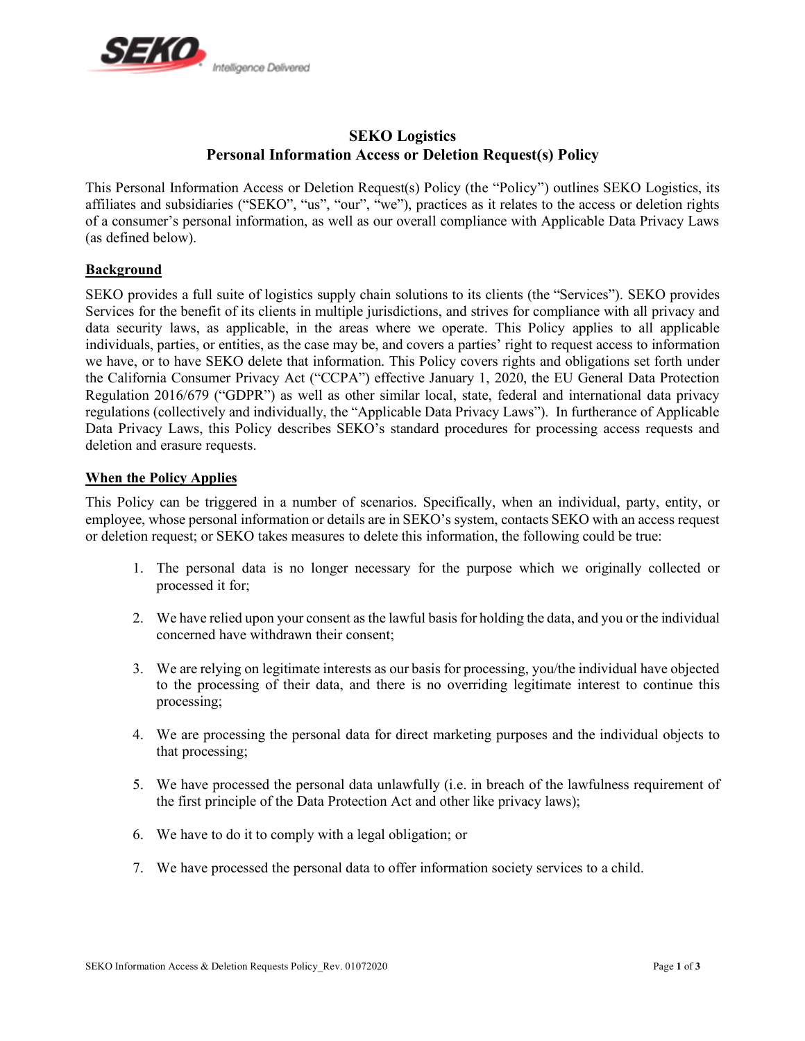# SEKO Logistics
## Personal Information Access or Deletion Request(s) Policy

This Personal Information Access or Deletion Request(s) Policy (the "Policy") outlines SEKO Logistics, its affiliates and subsidiaries ("SEKO", "us", "our", "we"), practices as it relates to the access or deletion rights of a consumer's personal information, as well as our overall compliance with Applicable Data Privacy Laws (as defined below).

### Background

SEKO provides a full suite of logistics supply chain solutions to its clients (the "Services"). SEKO provides Services for the benefit of its clients in multiple jurisdictions, and strives for compliance with all privacy and data security laws, as applicable, in the areas where we operate. This Policy applies to all applicable individuals, parties, or entities, as the case may be, and covers a parties' right to request access to information we have, or to have SEKO delete that information. This Policy covers rights and obligations set forth under the California Consumer Privacy Act ("CCPA") effective January 1, 2020, the EU General Data Protection Regulation 2016/679 ("GDPR") as well as other similar local, state, federal and international data privacy regulations (collectively and individually, the "Applicable Data Privacy Laws"). In furtherance of Applicable Data Privacy Laws, this Policy describes SEKO's standard procedures for processing access requests and deletion and erasure requests.

### When the Policy Applies

This Policy can be triggered in a number of scenarios. Specifically, when an individual, party, entity, or employee, whose personal information or details are in SEKO's system, contacts SEKO with an access request or deletion request; or SEKO takes measures to delete this information, the following could be true:

1. The personal data is no longer necessary for the purpose which we originally collected or processed it for;
2. We have relied upon your consent as the lawful basis for holding the data, and you or the individual concerned have withdrawn their consent;
3. We are relying on legitimate interests as our basis for processing, you/the individual have objected to the processing of their data, and there is no overriding legitimate interest to continue this processing;
4. We are processing the personal data for direct marketing purposes and the individual objects to that processing;
5. We have processed the personal data unlawfully (i.e. in breach of the lawfulness requirement of the first principle of the Data Protection Act and other like privacy laws);
6. We have to do it to comply with a legal obligation; or
7. We have processed the personal data to offer information society services to a child.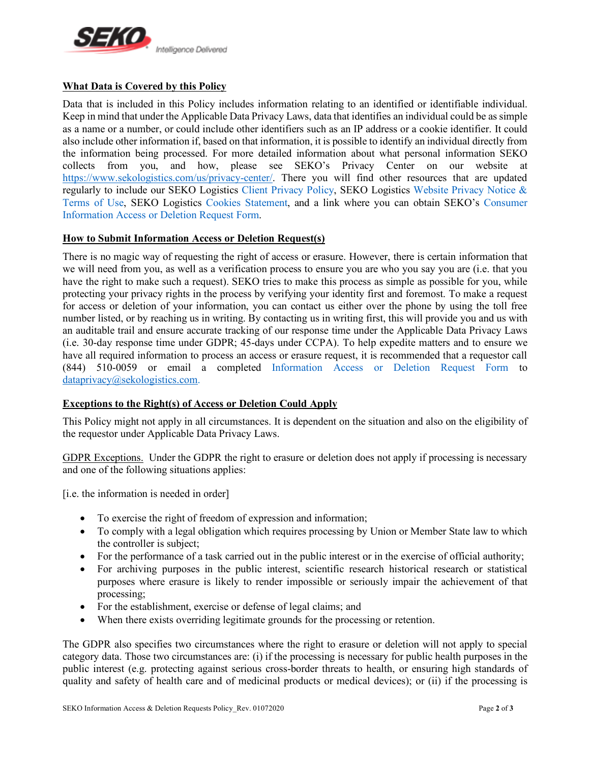**What Data is Covered by this Policy**

Data that is included in this Policy includes information relating to an identified or identifiable individual. Keep in mind that under the Applicable Data Privacy Laws, data that identifies an individual could be as simple as a name or a number, or could include other identifiers such as an IP address or a cookie identifier. It could also include other information if, based on that information, it is possible to identify an individual directly from the information being processed. For more detailed information about what personal information SEKO collects from you, and how, please see SEKO's Privacy Center on our website at https://www.sekologistics.com/us/privacy-center/. There you will find other resources that are updated regularly to include our SEKO Logistics Client Privacy Policy, SEKO Logistics Website Privacy Notice & Terms of Use, SEKO Logistics Cookies Statement, and a link where you can obtain SEKO's Consumer Information Access or Deletion Request Form.

**How to Submit Information Access or Deletion Request(s)**

There is no magic way of requesting the right of access or erasure. However, there is certain information that we will need from you, as well as a verification process to ensure you are who you say you are (i.e. that you have the right to make such a request). SEKO tries to make this process as simple as possible for you, while protecting your privacy rights in the process by verifying your identity first and foremost. To make a request for access or deletion of your information, you can contact us either over the phone by using the toll free number listed, or by reaching us in writing. By contacting us in writing first, this will provide you and us with an auditable trail and ensure accurate tracking of our response time under the Applicable Data Privacy Laws (i.e. 30-day response time under GDPR; 45-days under CCPA). To help expedite matters and to ensure we have all required information to process an access or erasure request, it is recommended that a requestor call (844) 510-0059 or email a completed Information Access or Deletion Request Form to dataprivacy@sekologistics.com.

**Exceptions to the Right(s) of Access or Deletion Could Apply**

This Policy might not apply in all circumstances. It is dependent on the situation and also on the eligibility of the requestor under Applicable Data Privacy Laws.

GDPR Exceptions. Under the GDPR the right to erasure or deletion does not apply if processing is necessary and one of the following situations applies:

[i.e. the information is needed in order]

- To exercise the right of freedom of expression and information;
- To comply with a legal obligation which requires processing by Union or Member State law to which the controller is subject;
- For the performance of a task carried out in the public interest or in the exercise of official authority;
- For archiving purposes in the public interest, scientific research historical research or statistical purposes where erasure is likely to render impossible or seriously impair the achievement of that processing;
- For the establishment, exercise or defense of legal claims; and
- When there exists overriding legitimate grounds for the processing or retention.

The GDPR also specifies two circumstances where the right to erasure or deletion will not apply to special category data. Those two circumstances are: (i) if the processing is necessary for public health purposes in the public interest (e.g. protecting against serious cross-border threats to health, or ensuring high standards of quality and safety of health care and of medicinal products or medical devices); or (ii) if the processing is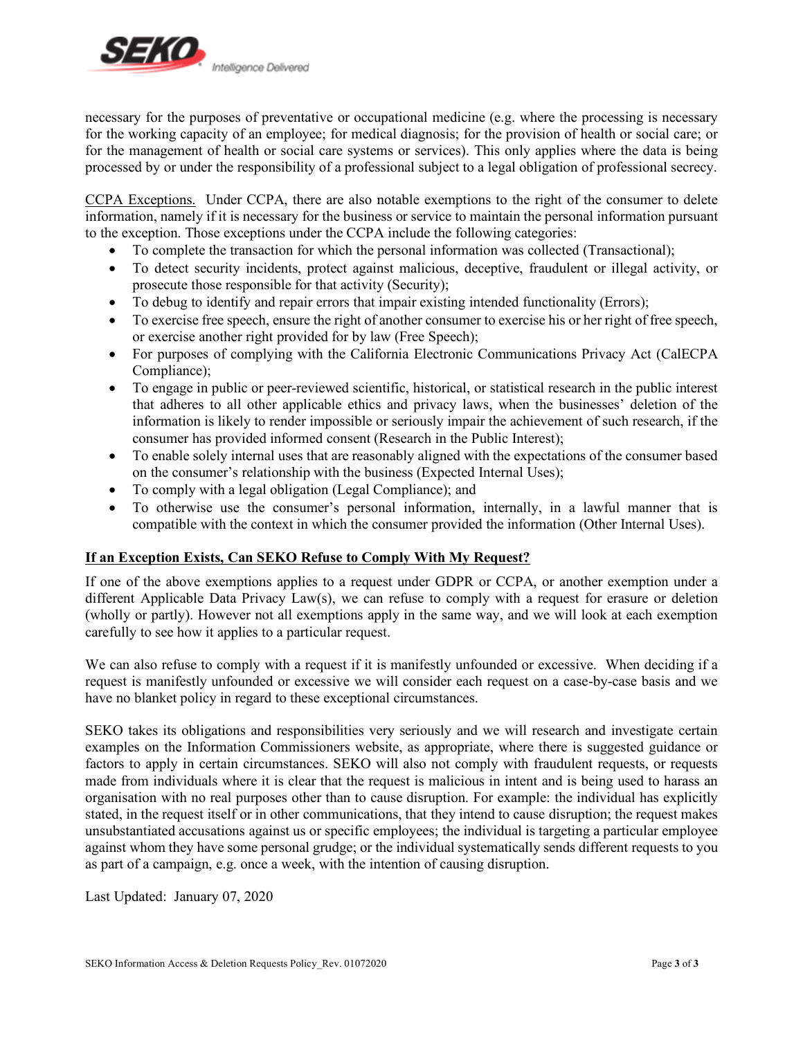necessary for the purposes of preventative or occupational medicine (e.g. where the processing is necessary for the working capacity of an employee; for medical diagnosis; for the provision of health or social care; or for the management of health or social care systems or services). This only applies where the data is being processed by or under the responsibility of a professional subject to a legal obligation of professional secrecy.

CCPA Exceptions. Under CCPA, there are also notable exemptions to the right of the consumer to delete information, namely if it is necessary for the business or service to maintain the personal information pursuant to the exception. Those exceptions under the CCPA include the following categories:

- To complete the transaction for which the personal information was collected (Transactional);
- To detect security incidents, protect against malicious, deceptive, fraudulent or illegal activity, or prosecute those responsible for that activity (Security);
- To debug to identify and repair errors that impair existing intended functionality (Errors);
- To exercise free speech, ensure the right of another consumer to exercise his or her right of free speech, or exercise another right provided for by law (Free Speech);
- For purposes of complying with the California Electronic Communications Privacy Act (CalECPA Compliance);
- To engage in public or peer-reviewed scientific, historical, or statistical research in the public interest that adheres to all other applicable ethics and privacy laws, when the businesses' deletion of the information is likely to render impossible or seriously impair the achievement of such research, if the consumer has provided informed consent (Research in the Public Interest);
- To enable solely internal uses that are reasonably aligned with the expectations of the consumer based on the consumer's relationship with the business (Expected Internal Uses);
- To comply with a legal obligation (Legal Compliance); and
- To otherwise use the consumer's personal information, internally, in a lawful manner that is compatible with the context in which the consumer provided the information (Other Internal Uses).

**If an Exception Exists, Can SEKO Refuse to Comply With My Request?**

If one of the above exemptions applies to a request under GDPR or CCPA, or another exemption under a different Applicable Data Privacy Law(s), we can refuse to comply with a request for erasure or deletion (wholly or partly). However not all exemptions apply in the same way, and we will look at each exemption carefully to see how it applies to a particular request.

We can also refuse to comply with a request if it is manifestly unfounded or excessive. When deciding if a request is manifestly unfounded or excessive we will consider each request on a case-by-case basis and we have no blanket policy in regard to these exceptional circumstances.

SEKO takes its obligations and responsibilities very seriously and we will research and investigate certain examples on the Information Commissioners website, as appropriate, where there is suggested guidance or factors to apply in certain circumstances. SEKO will also not comply with fraudulent requests, or requests made from individuals where it is clear that the request is malicious in intent and is being used to harass an organisation with no real purposes other than to cause disruption. For example: the individual has explicitly stated, in the request itself or in other communications, that they intend to cause disruption; the request makes unsubstantiated accusations against us or specific employees; the individual is targeting a particular employee against whom they have some personal grudge; or the individual systematically sends different requests to you as part of a campaign, e.g. once a week, with the intention of causing disruption.

Last Updated: January 07, 2020